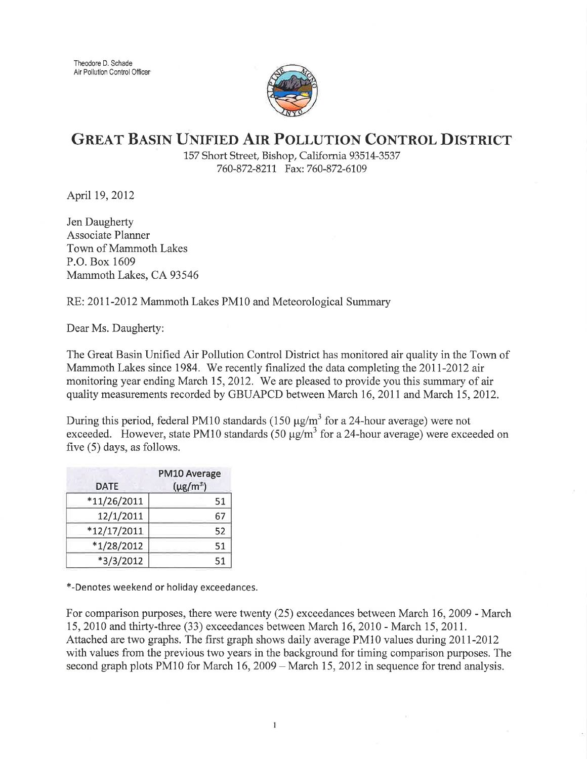Theodore D. Schade
Air Pollution Control Officer

# GREAT BASIN UNIFIED AIR POLLUTION CONTROL DISTRICT

157 Short Street, Bishop, California 93514-3537
760-872-8211 Fax: 760-872-6109

April 19, 2012

Jen Daugherty
Associate Planner
Town of Mammoth Lakes
P.O. Box 1609
Mammoth Lakes, CA 93546

RE: 2011-2012 Mammoth Lakes PM10 and Meteorological Summary

Dear Ms. Daugherty:

The Great Basin Unified Air Pollution Control District has monitored air quality in the Town of Mammoth Lakes since 1984. We recently finalized the data completing the 2011-2012 air monitoring year ending March 15, 2012. We are pleased to provide you this summary of air quality measurements recorded by GBUAPCD between March 16, 2011 and March 15, 2012.

During this period, federal PM10 standards (150 μg/m$^3$ for a 24-hour average) were not exceeded. However, state PM10 standards (50 μg/m$^3$ for a 24-hour average) were exceeded on five (5) days, as follows.

| DATE | PM10 Average (μg/m$^3$) |
|---|---|
| *11/26/2011 | 51 |
| 12/1/2011 | 67 |
| *12/17/2011 | 52 |
| *1/28/2012 | 51 |
| *3/3/2012 | 51 |

*-Denotes weekend or holiday exceedances.

For comparison purposes, there were twenty (25) exceedances between March 16, 2009 - March 15, 2010 and thirty-three (33) exceedances between March 16, 2010 - March 15, 2011. Attached are two graphs. The first graph shows daily average PM10 values during 2011-2012 with values from the previous two years in the background for timing comparison purposes. The second graph plots PM10 for March 16, 2009 – March 15, 2012 in sequence for trend analysis.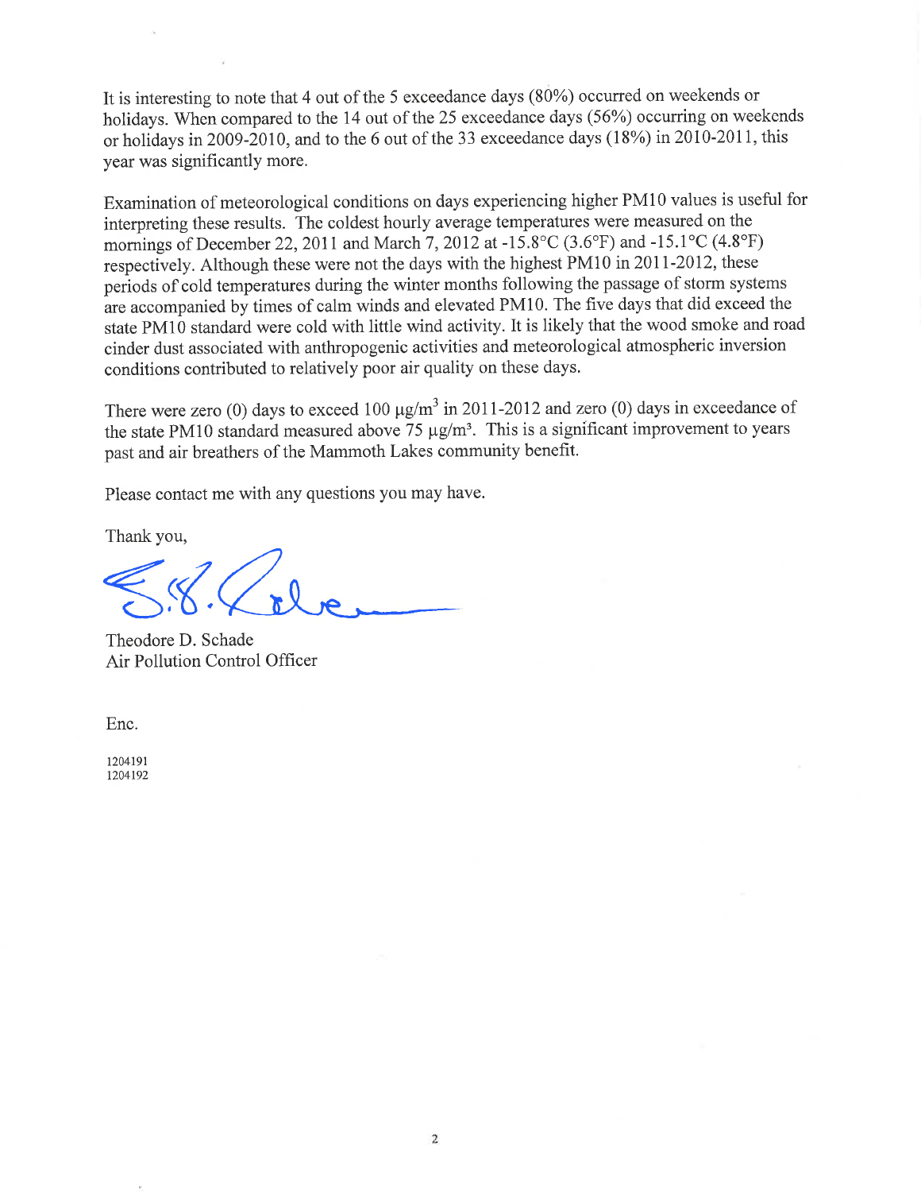It is interesting to note that 4 out of the 5 exceedance days (80%) occurred on weekends or holidays. When compared to the 14 out of the 25 exceedance days (56%) occurring on weekends or holidays in 2009-2010, and to the 6 out of the 33 exceedance days (18%) in 2010-2011, this year was significantly more.

Examination of meteorological conditions on days experiencing higher PM10 values is useful for interpreting these results. The coldest hourly average temperatures were measured on the mornings of December 22, 2011 and March 7, 2012 at -15.8°C (3.6°F) and -15.1°C (4.8°F) respectively. Although these were not the days with the highest PM10 in 2011-2012, these periods of cold temperatures during the winter months following the passage of storm systems are accompanied by times of calm winds and elevated PM10. The five days that did exceed the state PM10 standard were cold with little wind activity. It is likely that the wood smoke and road cinder dust associated with anthropogenic activities and meteorological atmospheric inversion conditions contributed to relatively poor air quality on these days.

There were zero (0) days to exceed 100 $\mu g/m^3$ in 2011-2012 and zero (0) days in exceedance of the state PM10 standard measured above 75 $\mu g/m^3$. This is a significant improvement to years past and air breathers of the Mammoth Lakes community benefit.

Please contact me with any questions you may have.

Thank you,

Theodore D. Schade
Air Pollution Control Officer

Enc.

1204191
1204192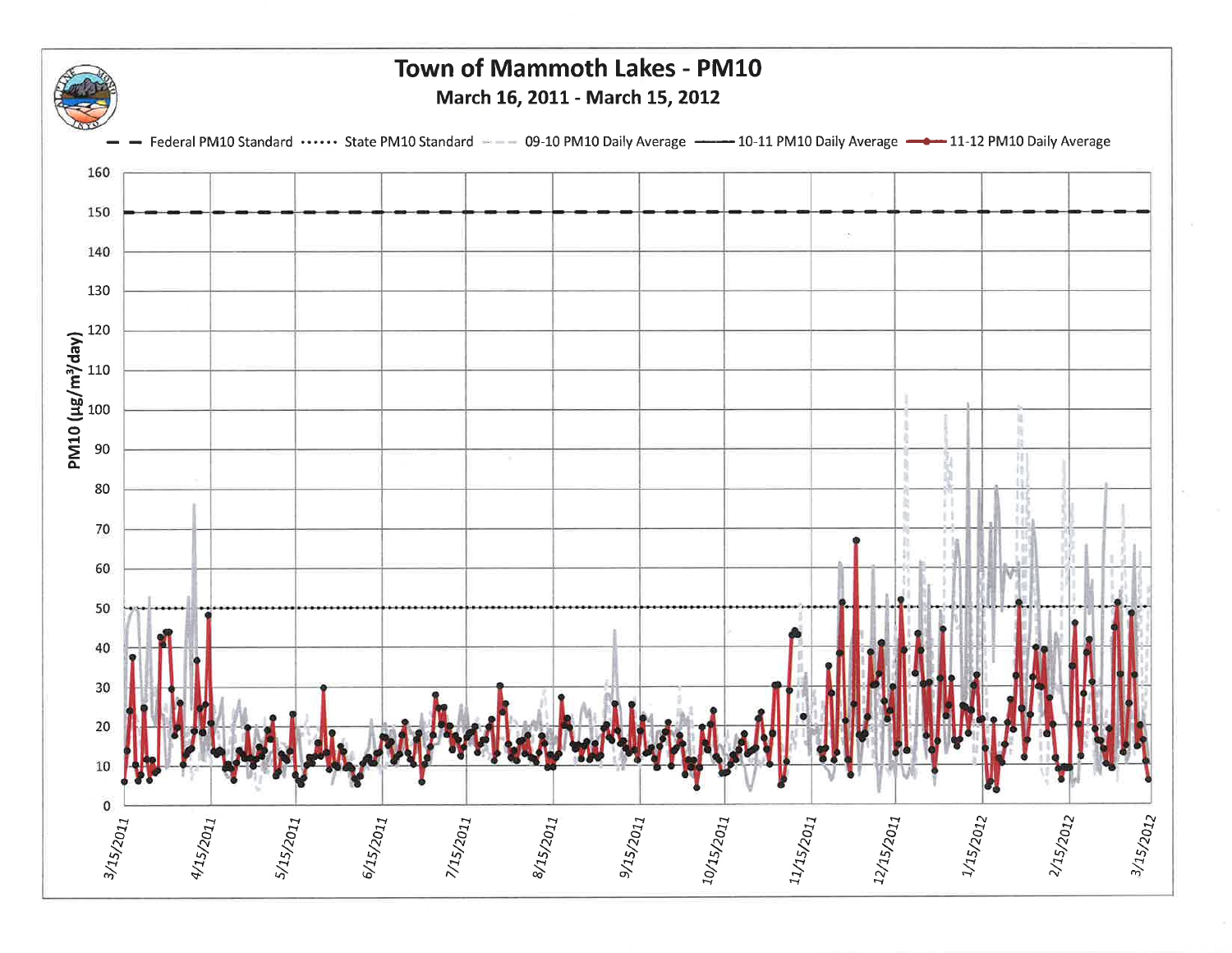# Town of Mammoth Lakes - PM10

**March 16, 2011 - March 15, 2012**

Federal PM10 Standard · State PM10 Standard · 09-10 PM10 Daily Average · 10-11 PM10 Daily Average · 11-12 PM10 Daily Average

PM10 (μg/m³/day)

160
150
140
130
120
110
100
90
80
70
60
50
40
30
20
10
0

3/15/2011 · 4/15/2011 · 5/15/2011 · 6/15/2011 · 7/15/2011 · 8/15/2011 · 9/15/2011 · 10/15/2011 · 11/15/2011 · 12/15/2011 · 1/15/2012 · 2/15/2012 · 3/15/2012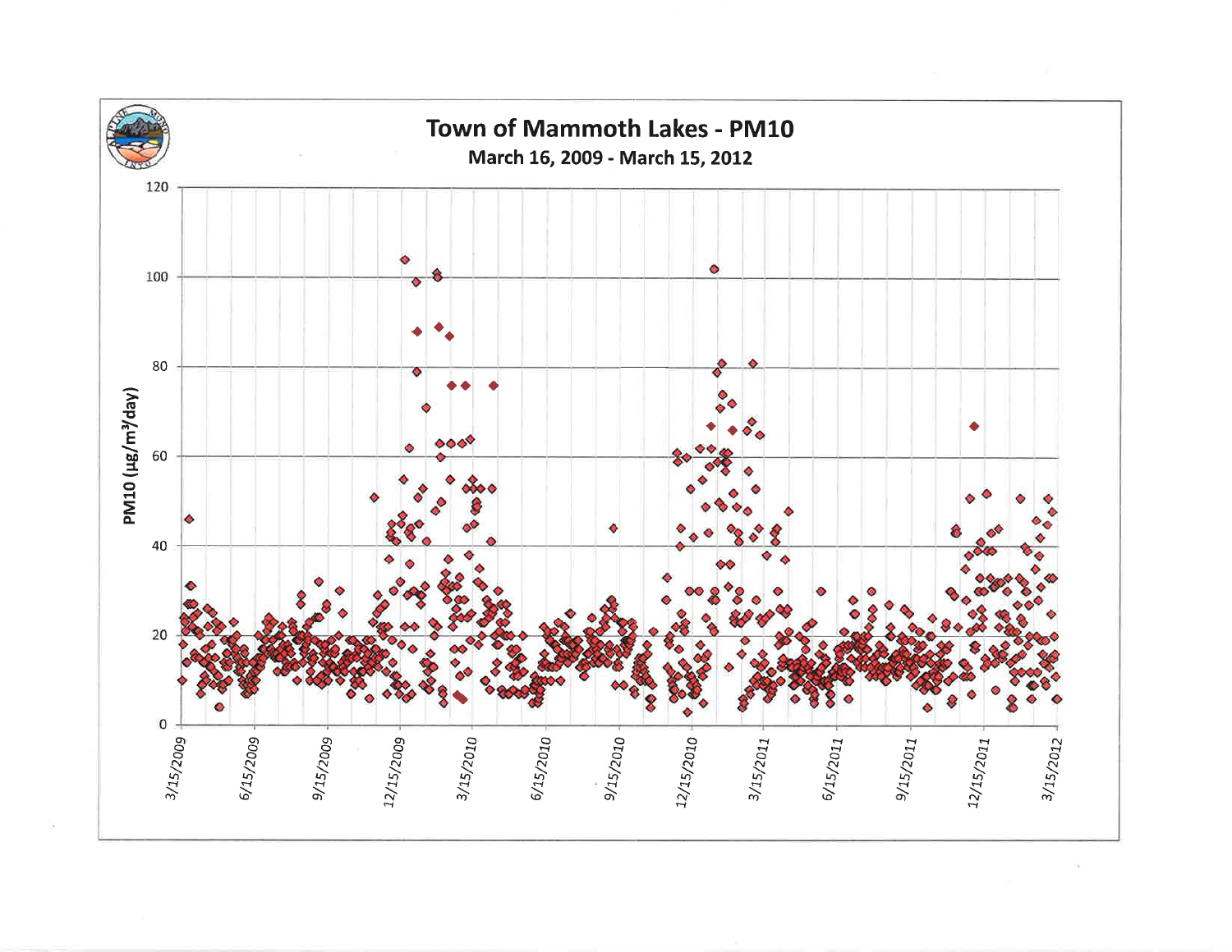# Town of Mammoth Lakes - PM10

March 16, 2009 - March 15, 2012

PM10 (µg/m³/day)

0
20
40
60
80
100
120

3/15/2009
6/15/2009
9/15/2009
12/15/2009
3/15/2010
6/15/2010
9/15/2010
12/15/2010
3/15/2011
6/15/2011
9/15/2011
12/15/2011
3/15/2012